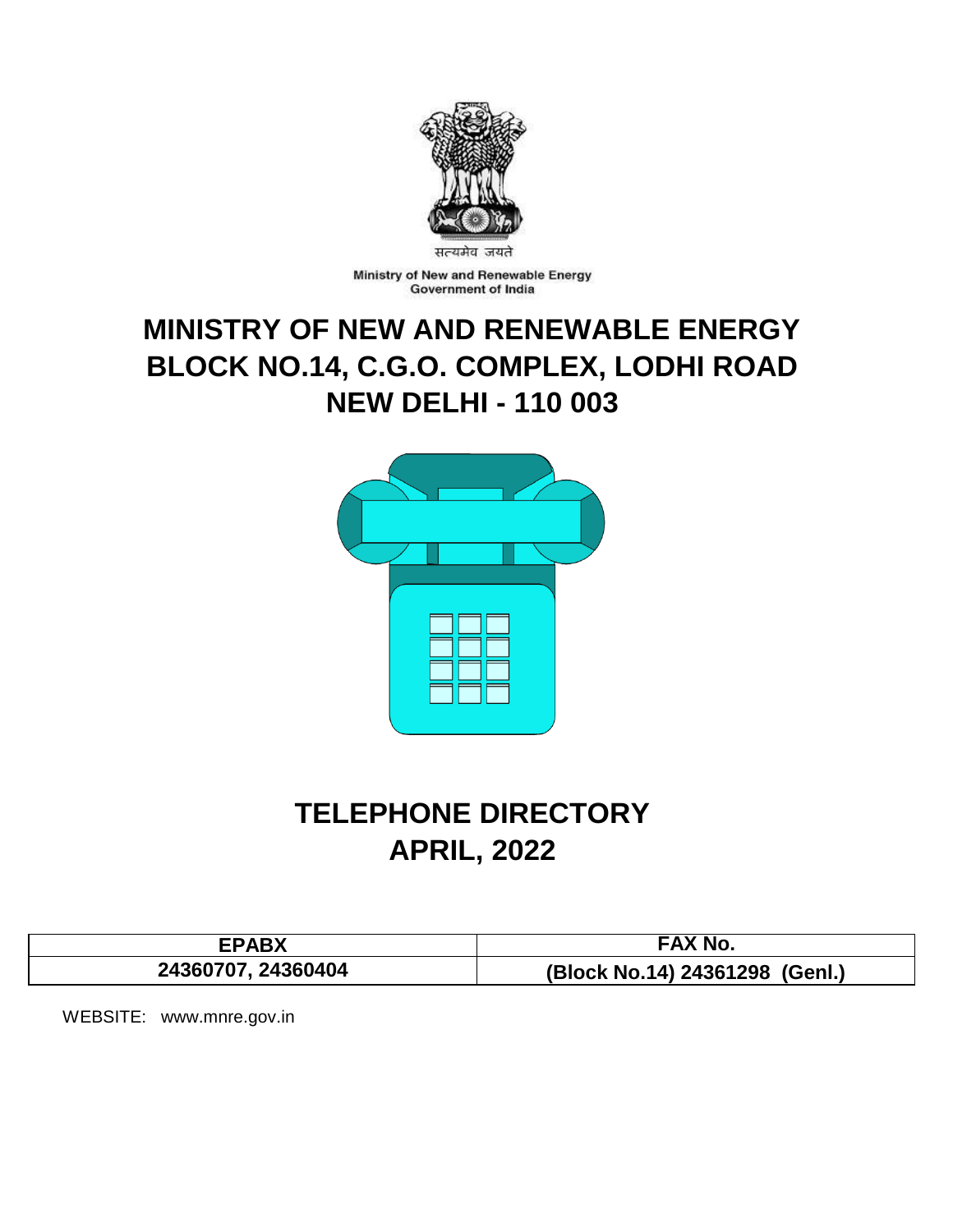सत्यमेव जयते

Ministry of New and Renewable Energy
Government of India

# MINISTRY OF NEW AND RENEWABLE ENERGY
# BLOCK NO.14, C.G.O. COMPLEX, LODHI ROAD
# NEW DELHI - 110 003

# TELEPHONE DIRECTORY
# APRIL, 2022

| EPABX | FAX No. |
|---|---|
| 24360707, 24360404 | (Block No.14) 24361298 (Genl.) |

WEBSITE: www.mnre.gov.in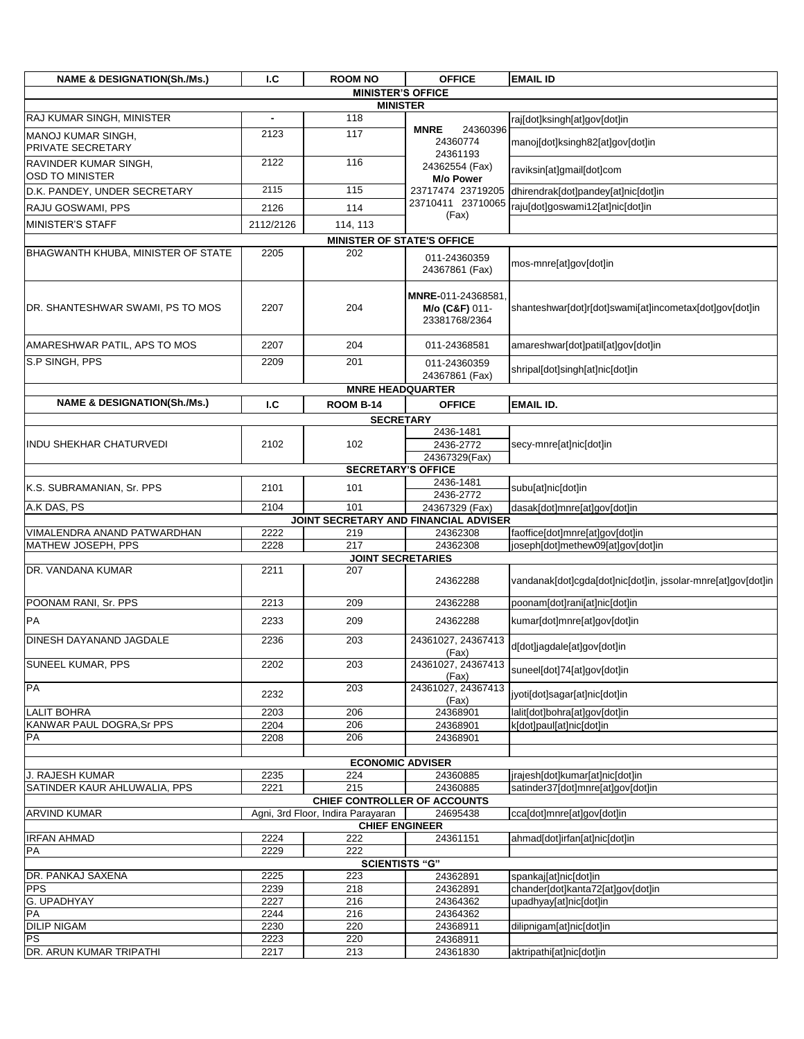| NAME & DESIGNATION(Sh./Ms.) | I.C | ROOM NO | OFFICE | EMAIL ID |
|---|---|---|---|---|
| **MINISTER'S OFFICE** | | | | |
| **MINISTER** | | | | |
| RAJ KUMAR SINGH, MINISTER | - | 118 | **MNRE** 24360396 24360774 24361193 24362554 (Fax) **M/o Power** 23717474 23719205 23710411 23710065 (Fax) | raj[dot]ksingh[at]gov[dot]in |
| MANOJ KUMAR SINGH, PRIVATE SECRETARY | 2123 | 117 | | manoj[dot]ksingh82[at]gov[dot]in |
| RAVINDER KUMAR SINGH, OSD TO MINISTER | 2122 | 116 | | raviksin[at]gmail[dot]com |
| D.K. PANDEY, UNDER SECRETARY | 2115 | 115 | | dhirendrak[dot]pandey[at]nic[dot]in |
| RAJU GOSWAMI, PPS | 2126 | 114 | | raju[dot]goswami12[at]nic[dot]in |
| MINISTER'S STAFF | 2112/2126 | 114, 113 | | |
| **MINISTER OF STATE'S OFFICE** | | | | |
| BHAGWANTH KHUBA, MINISTER OF STATE | 2205 | 202 | 011-24360359 24367861 (Fax) | mos-mnre[at]gov[dot]in |
| DR. SHANTESHWAR SWAMI, PS TO MOS | 2207 | 204 | **MNRE**-011-24368581, **M/o (C&F)** 011-23381768/2364 | shanteshwar[dot]r[dot]swami[at]incometax[dot]gov[dot]in |
| AMARESHWAR PATIL, APS TO MOS | 2207 | 204 | 011-24368581 | amareshwar[dot]patil[at]gov[dot]in |
| S.P SINGH, PPS | 2209 | 201 | 011-24360359 24367861 (Fax) | shripal[dot]singh[at]nic[dot]in |
| **MNRE HEADQUARTER** | | | | |
| **NAME & DESIGNATION(Sh./Ms.)** | **I.C** | **ROOM B-14** | **OFFICE** | **EMAIL ID.** |
| **SECRETARY** | | | | |
| INDU SHEKHAR CHATURVEDI | 2102 | 102 | 2436-1481 2436-2772 24367329(Fax) | secy-mnre[at]nic[dot]in |
| **SECRETARY'S OFFICE** | | | | |
| K.S. SUBRAMANIAN, Sr. PPS | 2101 | 101 | 2436-1481 2436-2772 | subu[at]nic[dot]in |
| A.K DAS, PS | 2104 | 101 | 24367329 (Fax) | dasak[dot]mnre[at]gov[dot]in |
| **JOINT SECRETARY AND FINANCIAL ADVISER** | | | | |
| VIMALENDRA ANAND PATWARDHAN | 2222 | 219 | 24362308 | faoffice[dot]mnre[at]gov[dot]in |
| MATHEW JOSEPH, PPS | 2228 | 217 | 24362308 | joseph[dot]methew09[at]gov[dot]in |
| **JOINT SECRETARIES** | | | | |
| DR. VANDANA KUMAR | 2211 | 207 | 24362288 | vandanak[dot]cgda[dot]nic[dot]in, jssolar-mnre[at]gov[dot]in |
| POONAM RANI, Sr. PPS | 2213 | 209 | 24362288 | poonam[dot]rani[at]nic[dot]in |
| PA | 2233 | 209 | 24362288 | kumar[dot]mnre[at]gov[dot]in |
| DINESH DAYANAND JAGDALE | 2236 | 203 | 24361027, 24367413 (Fax) | d[dot]jagdale[at]gov[dot]in |
| SUNEEL KUMAR, PPS | 2202 | 203 | 24361027, 24367413 (Fax) | suneel[dot]74[at]gov[dot]in |
| PA | 2232 | 203 | 24361027, 24367413 (Fax) | jyoti[dot]sagar[at]nic[dot]in |
| LALIT BOHRA | 2203 | 206 | 24368901 | lalit[dot]bohra[at]gov[dot]in |
| KANWAR PAUL DOGRA,Sr PPS | 2204 | 206 | 24368901 | k[dot]paul[at]nic[dot]in |
| PA | 2208 | 206 | 24368901 | |
| | | | | |
| **ECONOMIC ADVISER** | | | | |
| J. RAJESH KUMAR | 2235 | 224 | 24360885 | jrajesh[dot]kumar[at]nic[dot]in |
| SATINDER KAUR AHLUWALIA, PPS | 2221 | 215 | 24360885 | satinder37[dot]mnre[at]gov[dot]in |
| **CHIEF CONTROLLER OF ACCOUNTS** | | | | |
| ARVIND KUMAR | Agni, 3rd Floor, Indira Parayaran | | 24695438 | cca[dot]mnre[at]gov[dot]in |
| **CHIEF ENGINEER** | | | | |
| IRFAN AHMAD | 2224 | 222 | 24361151 | ahmad[dot]irfan[at]nic[dot]in |
| PA | 2229 | 222 | | |
| **SCIENTISTS "G"** | | | | |
| DR. PANKAJ SAXENA | 2225 | 223 | 24362891 | spankaj[at]nic[dot]in |
| PPS | 2239 | 218 | 24362891 | chander[dot]kanta72[at]gov[dot]in |
| G. UPADHYAY | 2227 | 216 | 24364362 | upadhyay[at]nic[dot]in |
| PA | 2244 | 216 | 24364362 | |
| DILIP NIGAM | 2230 | 220 | 24368911 | dilipnigam[at]nic[dot]in |
| PS | 2223 | 220 | 24368911 | |
| DR. ARUN KUMAR TRIPATHI | 2217 | 213 | 24361830 | aktripathi[at]nic[dot]in |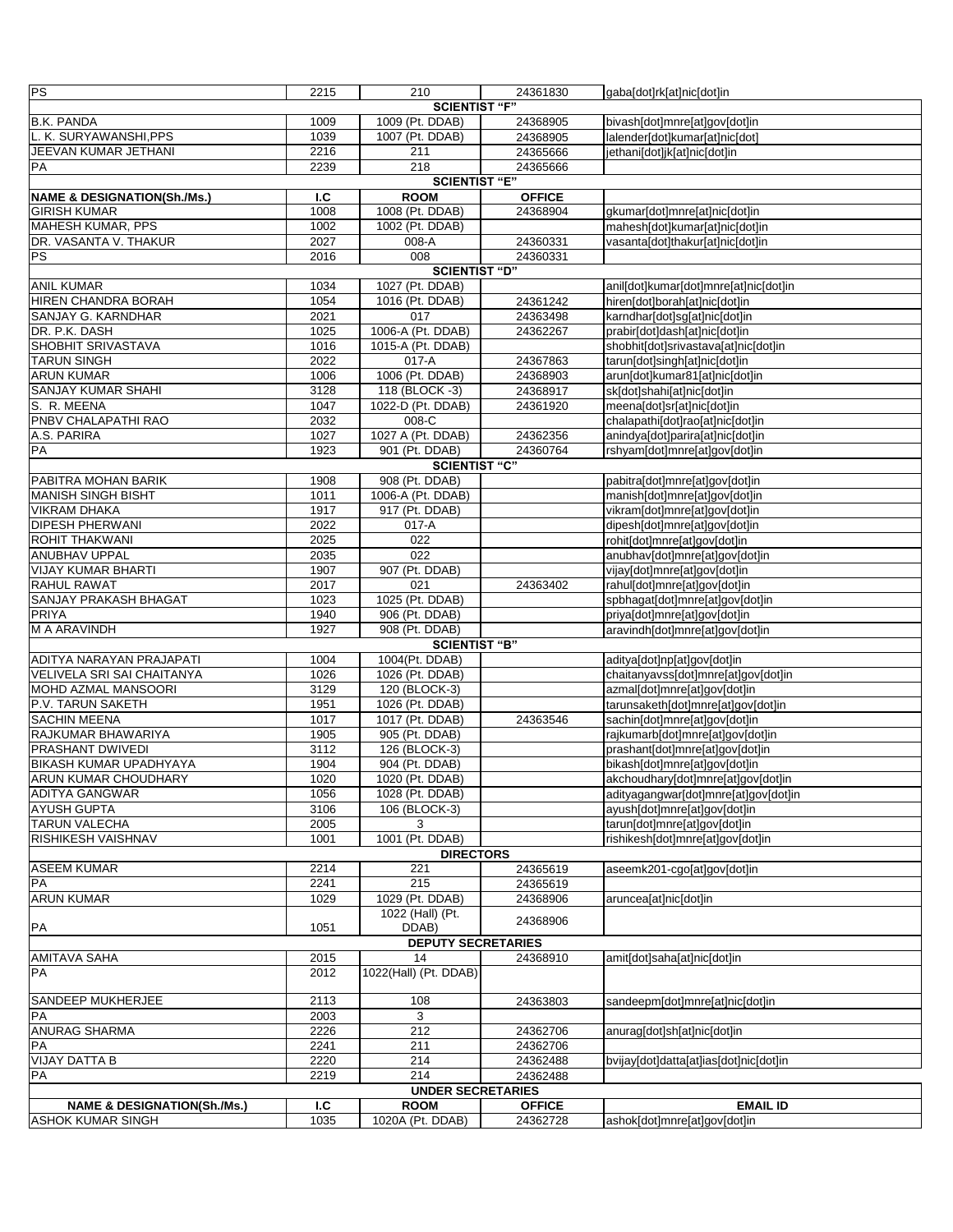| | | | | |
|---|---|---|---|---|
| PS | 2215 | 210 | 24361830 | gaba[dot]rk[at]nic[dot]in |
| **SCIENTIST "F"** | | | | |
| B.K. PANDA | 1009 | 1009 (Pt. DDAB) | 24368905 | bivash[dot]mnre[at]gov[dot]in |
| L. K. SURYAWANSHI,PPS | 1039 | 1007 (Pt. DDAB) | 24368905 | lalender[dot]kumar[at]nic[dot] |
| JEEVAN KUMAR JETHANI | 2216 | 211 | 24365666 | jethani[dot]jk[at]nic[dot]in |
| PA | 2239 | 218 | 24365666 | |
| **SCIENTIST "E"** | | | | |
| **NAME & DESIGNATION(Sh./Ms.)** | **I.C** | **ROOM** | **OFFICE** | |
| GIRISH KUMAR | 1008 | 1008 (Pt. DDAB) | 24368904 | gkumar[dot]mnre[at]nic[dot]in |
| MAHESH KUMAR, PPS | 1002 | 1002 (Pt. DDAB) | | mahesh[dot]kumar[at]nic[dot]in |
| DR. VASANTA V. THAKUR | 2027 | 008-A | 24360331 | vasanta[dot]thakur[at]nic[dot]in |
| PS | 2016 | 008 | 24360331 | |
| **SCIENTIST "D"** | | | | |
| ANIL KUMAR | 1034 | 1027 (Pt. DDAB) | | anil[dot]kumar[dot]mnre[at]nic[dot]in |
| HIREN CHANDRA BORAH | 1054 | 1016 (Pt. DDAB) | 24361242 | hiren[dot]borah[at]nic[dot]in |
| SANJAY G. KARNDHAR | 2021 | 017 | 24363498 | karndhar[dot]sg[at]nic[dot]in |
| DR. P.K. DASH | 1025 | 1006-A (Pt. DDAB) | 24362267 | prabir[dot]dash[at]nic[dot]in |
| SHOBHIT SRIVASTAVA | 1016 | 1015-A (Pt. DDAB) | | shobhit[dot]srivastava[at]nic[dot]in |
| TARUN SINGH | 2022 | 017-A | 24367863 | tarun[dot]singh[at]nic[dot]in |
| ARUN KUMAR | 1006 | 1006 (Pt. DDAB) | 24368903 | arun[dot]kumar81[at]nic[dot]in |
| SANJAY KUMAR SHAHI | 3128 | 118 (BLOCK -3) | 24368917 | sk[dot]shahi[at]nic[dot]in |
| S. R. MEENA | 1047 | 1022-D (Pt. DDAB) | 24361920 | meena[dot]sr[at]nic[dot]in |
| PNBV CHALAPATHI RAO | 2032 | 008-C | | chalapathi[dot]rao[at]nic[dot]in |
| A.S. PARIRA | 1027 | 1027 A (Pt. DDAB) | 24362356 | anindya[dot]parira[at]nic[dot]in |
| PA | 1923 | 901 (Pt. DDAB) | 24360764 | rshyam[dot]mnre[at]gov[dot]in |
| **SCIENTIST "C"** | | | | |
| PABITRA MOHAN BARIK | 1908 | 908 (Pt. DDAB) | | pabitra[dot]mnre[at]gov[dot]in |
| MANISH SINGH BISHT | 1011 | 1006-A (Pt. DDAB) | | manish[dot]mnre[at]gov[dot]in |
| VIKRAM DHAKA | 1917 | 917 (Pt. DDAB) | | vikram[dot]mnre[at]gov[dot]in |
| DIPESH PHERWANI | 2022 | 017-A | | dipesh[dot]mnre[at]gov[dot]in |
| ROHIT THAKWANI | 2025 | 022 | | rohit[dot]mnre[at]gov[dot]in |
| ANUBHAV UPPAL | 2035 | 022 | | anubhav[dot]mnre[at]gov[dot]in |
| VIJAY KUMAR BHARTI | 1907 | 907 (Pt. DDAB) | | vijay[dot]mnre[at]gov[dot]in |
| RAHUL RAWAT | 2017 | 021 | 24363402 | rahul[dot]mnre[at]gov[dot]in |
| SANJAY PRAKASH BHAGAT | 1023 | 1025 (Pt. DDAB) | | spbhagat[dot]mnre[at]gov[dot]in |
| PRIYA | 1940 | 906 (Pt. DDAB) | | priya[dot]mnre[at]gov[dot]in |
| M A ARAVINDH | 1927 | 908 (Pt. DDAB) | | aravindh[dot]mnre[at]gov[dot]in |
| **SCIENTIST "B"** | | | | |
| ADITYA NARAYAN PRAJAPATI | 1004 | 1004(Pt. DDAB) | | aditya[dot]np[at]gov[dot]in |
| VELIVELA SRI SAI CHAITANYA | 1026 | 1026 (Pt. DDAB) | | chaitanyavss[dot]mnre[at]gov[dot]in |
| MOHD AZMAL MANSOORI | 3129 | 120 (BLOCK-3) | | azmal[dot]mnre[at]gov[dot]in |
| P.V. TARUN SAKETH | 1951 | 1026 (Pt. DDAB) | | tarunsaketh[dot]mnre[at]gov[dot]in |
| SACHIN MEENA | 1017 | 1017 (Pt. DDAB) | 24363546 | sachin[dot]mnre[at]gov[dot]in |
| RAJKUMAR BHAWARIYA | 1905 | 905 (Pt. DDAB) | | rajkumarb[dot]mnre[at]gov[dot]in |
| PRASHANT DWIVEDI | 3112 | 126 (BLOCK-3) | | prashant[dot]mnre[at]gov[dot]in |
| BIKASH KUMAR UPADHYAYA | 1904 | 904 (Pt. DDAB) | | bikash[dot]mnre[at]gov[dot]in |
| ARUN KUMAR CHOUDHARY | 1020 | 1020 (Pt. DDAB) | | akchoudhary[dot]mnre[at]gov[dot]in |
| ADITYA GANGWAR | 1056 | 1028 (Pt. DDAB) | | adityagangwar[dot]mnre[at]gov[dot]in |
| AYUSH GUPTA | 3106 | 106 (BLOCK-3) | | ayush[dot]mnre[at]gov[dot]in |
| TARUN VALECHA | 2005 | 3 | | tarun[dot]mnre[at]gov[dot]in |
| RISHIKESH VAISHNAV | 1001 | 1001 (Pt. DDAB) | | rishikesh[dot]mnre[at]gov[dot]in |
| **DIRECTORS** | | | | |
| ASEEM KUMAR | 2214 | 221 | 24365619 | aseemk201-cgo[at]gov[dot]in |
| PA | 2241 | 215 | 24365619 | |
| ARUN KUMAR | 1029 | 1029 (Pt. DDAB) | 24368906 | aruncea[at]nic[dot]in |
| PA | 1051 | 1022 (Hall) (Pt. DDAB) | 24368906 | |
| **DEPUTY SECRETARIES** | | | | |
| AMITAVA SAHA | 2015 | 14 | 24368910 | amit[dot]saha[at]nic[dot]in |
| PA | 2012 | 1022(Hall) (Pt. DDAB) | | |
| SANDEEP MUKHERJEE | 2113 | 108 | 24363803 | sandeepm[dot]mnre[at]nic[dot]in |
| PA | 2003 | 3 | | |
| ANURAG SHARMA | 2226 | 212 | 24362706 | anurag[dot]sh[at]nic[dot]in |
| PA | 2241 | 211 | 24362706 | |
| VIJAY DATTA B | 2220 | 214 | 24362488 | bvijay[dot]datta[at]ias[dot]nic[dot]in |
| PA | 2219 | 214 | 24362488 | |
| **UNDER SECRETARIES** | | | | |
| **NAME & DESIGNATION(Sh./Ms.)** | **I.C** | **ROOM** | **OFFICE** | **EMAIL ID** |
| ASHOK KUMAR SINGH | 1035 | 1020A (Pt. DDAB) | 24362728 | ashok[dot]mnre[at]gov[dot]in |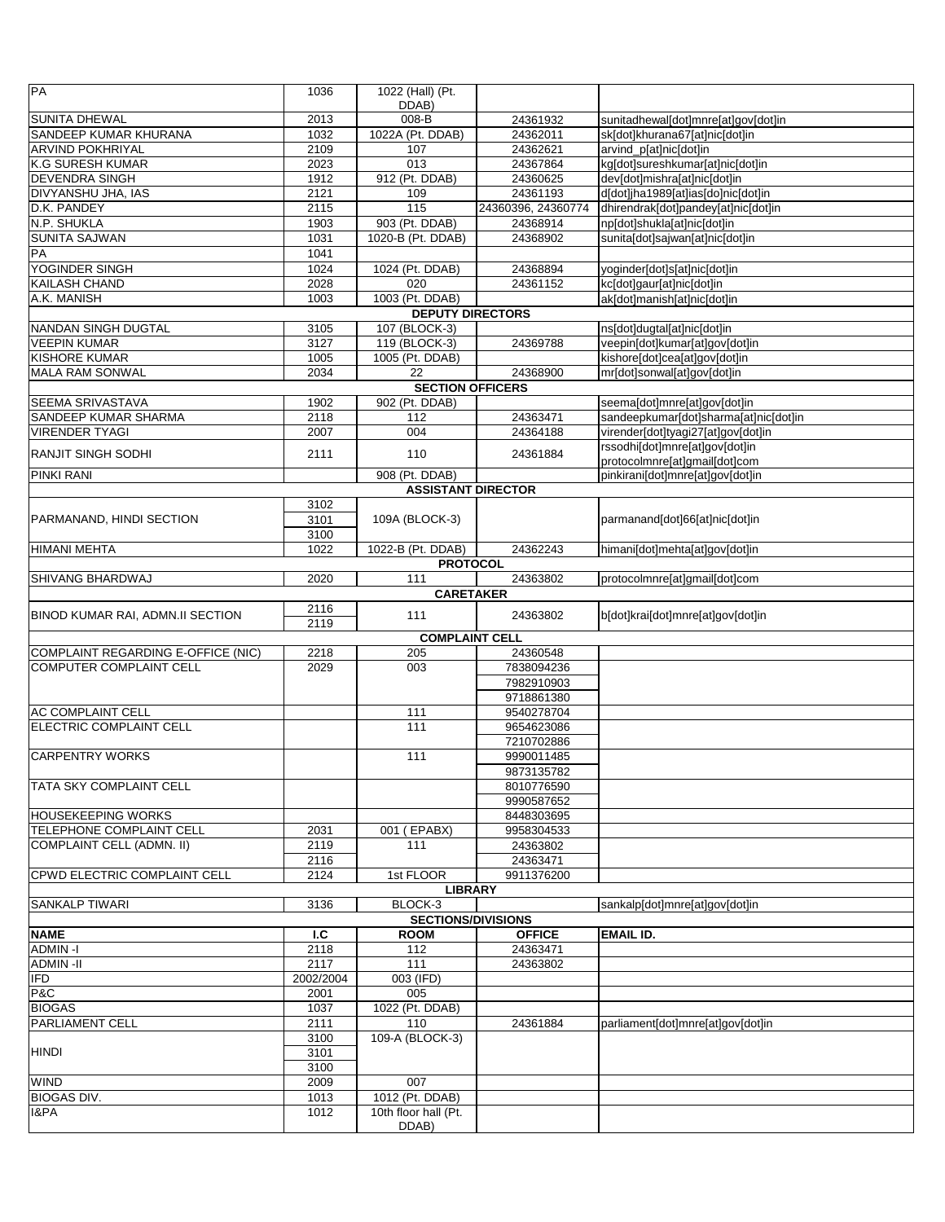| | | | | |
|---|---|---|---|---|
| PA | 1036 | 1022 (Hall) (Pt. DDAB) | | |
| SUNITA DHEWAL | 2013 | 008-B | 24361932 | sunitadhewal[dot]mnre[at]gov[dot]in |
| SANDEEP KUMAR KHURANA | 1032 | 1022A (Pt. DDAB) | 24362011 | sk[dot]khurana67[at]nic[dot]in |
| ARVIND POKHRIYAL | 2109 | 107 | 24362621 | arvind_p[at]nic[dot]in |
| K.G SURESH KUMAR | 2023 | 013 | 24367864 | kg[dot]sureshkumar[at]nic[dot]in |
| DEVENDRA SINGH | 1912 | 912 (Pt. DDAB) | 24360625 | dev[dot]mishra[at]nic[dot]in |
| DIVYANSHU JHA, IAS | 2121 | 109 | 24361193 | d[dot]jha1989[at]ias[do]nic[dot]in |
| D.K. PANDEY | 2115 | 115 | 24360396, 24360774 | dhirendrak[dot]pandey[at]nic[dot]in |
| N.P. SHUKLA | 1903 | 903 (Pt. DDAB) | 24368914 | np[dot]shukla[at]nic[dot]in |
| SUNITA SAJWAN | 1031 | 1020-B (Pt. DDAB) | 24368902 | sunita[dot]sajwan[at]nic[dot]in |
| PA | 1041 | | | |
| YOGINDER SINGH | 1024 | 1024 (Pt. DDAB) | 24368894 | yoginder[dot]s[at]nic[dot]in |
| KAILASH CHAND | 2028 | 020 | 24361152 | kc[dot]gaur[at]nic[dot]in |
| A.K. MANISH | 1003 | 1003 (Pt. DDAB) | | ak[dot]manish[at]nic[dot]in |
| **DEPUTY DIRECTORS** | | | | |
| NANDAN SINGH DUGTAL | 3105 | 107 (BLOCK-3) | | ns[dot]dugtal[at]nic[dot]in |
| VEEPIN KUMAR | 3127 | 119 (BLOCK-3) | 24369788 | veepin[dot]kumar[at]gov[dot]in |
| KISHORE KUMAR | 1005 | 1005 (Pt. DDAB) | | kishore[dot]cea[at]gov[dot]in |
| MALA RAM SONWAL | 2034 | 22 | 24368900 | mr[dot]sonwal[at]gov[dot]in |
| **SECTION OFFICERS** | | | | |
| SEEMA SRIVASTAVA | 1902 | 902 (Pt. DDAB) | | seema[dot]mnre[at]gov[dot]in |
| SANDEEP KUMAR SHARMA | 2118 | 112 | 24363471 | sandeepkumar[dot]sharma[at]nic[dot]in |
| VIRENDER TYAGI | 2007 | 004 | 24364188 | virender[dot]tyagi27[at]gov[dot]in |
| RANJIT SINGH SODHI | 2111 | 110 | 24361884 | rssodhi[dot]mnre[at]gov[dot]in protocolmnre[at]gmail[dot]com |
| PINKI RANI | | 908 (Pt. DDAB) | | pinkirani[dot]mnre[at]gov[dot]in |
| **ASSISTANT DIRECTOR** | | | | |
| PARMANAND, HINDI SECTION | 3102 3101 3100 | 109A (BLOCK-3) | | parmanand[dot]66[at]nic[dot]in |
| HIMANI MEHTA | 1022 | 1022-B (Pt. DDAB) | 24362243 | himani[dot]mehta[at]gov[dot]in |
| **PROTOCOL** | | | | |
| SHIVANG BHARDWAJ | 2020 | 111 | 24363802 | protocolmnre[at]gmail[dot]com |
| **CARETAKER** | | | | |
| BINOD KUMAR RAI, ADMN.II SECTION | 2116 2119 | 111 | 24363802 | b[dot]krai[dot]mnre[at]gov[dot]in |
| **COMPLAINT CELL** | | | | |
| COMPLAINT REGARDING E-OFFICE (NIC) | 2218 | 205 | 24360548 | |
| COMPUTER COMPLAINT CELL | 2029 | 003 | 7838094236 7982910903 9718861380 | |
| AC COMPLAINT CELL | | 111 | 9540278704 | |
| ELECTRIC COMPLAINT CELL | | 111 | 9654623086 7210702886 | |
| CARPENTRY WORKS | | 111 | 9990011485 9873135782 | |
| TATA SKY COMPLAINT CELL | | | 8010776590 9990587652 | |
| HOUSEKEEPING WORKS | | | 8448303695 | |
| TELEPHONE COMPLAINT CELL | 2031 | 001 ( EPABX) | 9958304533 | |
| COMPLAINT CELL (ADMN. II) | 2119 2116 | 111 | 24363802 24363471 | |
| CPWD ELECTRIC COMPLAINT CELL | 2124 | 1st FLOOR | 9911376200 | |
| **LIBRARY** | | | | |
| SANKALP TIWARI | 3136 | BLOCK-3 | | sankalp[dot]mnre[at]gov[dot]in |
| **SECTIONS/DIVISIONS** | | | | |
| **NAME** | **I.C** | **ROOM** | **OFFICE** | **EMAIL ID.** |
| ADMIN -I | 2118 | 112 | 24363471 | |
| ADMIN -II | 2117 | 111 | 24363802 | |
| IFD | 2002/2004 | 003 (IFD) | | |
| P&C | 2001 | 005 | | |
| BIOGAS | 1037 | 1022 (Pt. DDAB) | | |
| PARLIAMENT CELL | 2111 | 110 | 24361884 | parliament[dot]mnre[at]gov[dot]in |
| HINDI | 3100 3101 3100 | 109-A (BLOCK-3) | | |
| WIND | 2009 | 007 | | |
| BIOGAS DIV. | 1013 | 1012 (Pt. DDAB) | | |
| I&PA | 1012 | 10th floor hall (Pt. DDAB) | | |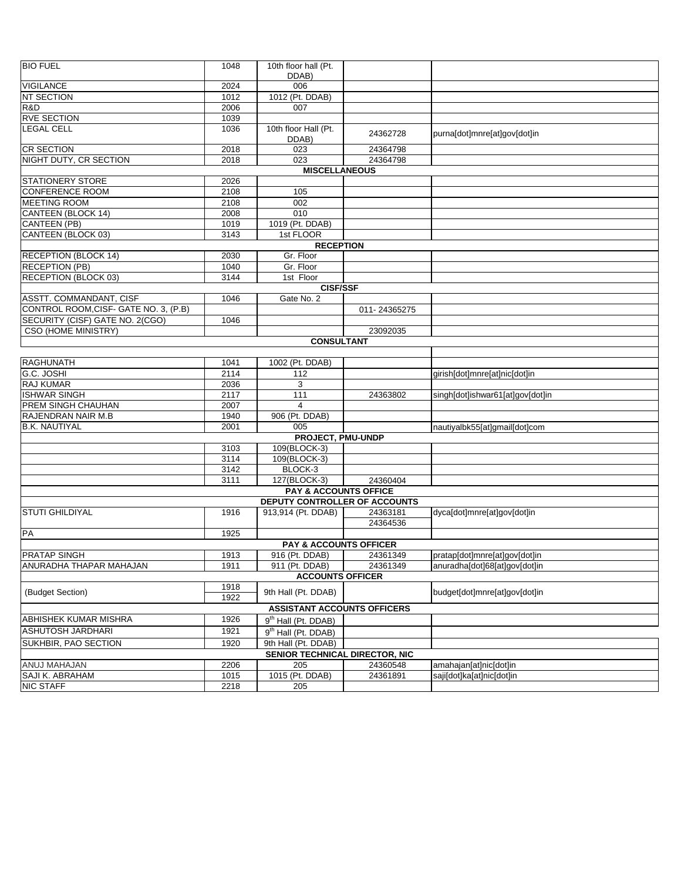| BIO FUEL | 1048 | 10th floor hall (Pt. DDAB) | | |
|---|---|---|---|---|
| VIGILANCE | 2024 | 006 | | |
| NT SECTION | 1012 | 1012 (Pt. DDAB) | | |
| R&D | 2006 | 007 | | |
| RVE SECTION | 1039 | | | |
| LEGAL CELL | 1036 | 10th floor Hall (Pt. DDAB) | 24362728 | purna[dot]mnre[at]gov[dot]in |
| CR SECTION | 2018 | 023 | 24364798 | |
| NIGHT DUTY, CR SECTION | 2018 | 023 | 24364798 | |
| **MISCELLANEOUS** | | | | |
| STATIONERY STORE | 2026 | | | |
| CONFERENCE ROOM | 2108 | 105 | | |
| MEETING ROOM | 2108 | 002 | | |
| CANTEEN (BLOCK 14) | 2008 | 010 | | |
| CANTEEN (PB) | 1019 | 1019 (Pt. DDAB) | | |
| CANTEEN (BLOCK 03) | 3143 | 1st FLOOR | | |
| **RECEPTION** | | | | |
| RECEPTION (BLOCK 14) | 2030 | Gr. Floor | | |
| RECEPTION (PB) | 1040 | Gr. Floor | | |
| RECEPTION (BLOCK 03) | 3144 | 1st Floor | | |
| **CISF/SSF** | | | | |
| ASSTT. COMMANDANT, CISF | 1046 | Gate No. 2 | | |
| CONTROL ROOM,CISF- GATE NO. 3, (P.B) | | | 011- 24365275 | |
| SECURITY (CISF) GATE NO. 2(CGO) | 1046 | | | |
| CSO (HOME MINISTRY) | | | 23092035 | |
| **CONSULTANT** | | | | |
| | | | | |
| RAGHUNATH | 1041 | 1002 (Pt. DDAB) | | |
| G.C. JOSHI | 2114 | 112 | | girish[dot]mnre[at]nic[dot]in |
| RAJ KUMAR | 2036 | 3 | | |
| ISHWAR SINGH | 2117 | 111 | 24363802 | singh[dot]ishwar61[at]gov[dot]in |
| PREM SINGH CHAUHAN | 2007 | 4 | | |
| RAJENDRAN NAIR M.B | 1940 | 906 (Pt. DDAB) | | |
| B.K. NAUTIYAL | 2001 | 005 | | nautiyalbk55[at]gmail[dot]com |
| **PROJECT, PMU-UNDP** | | | | |
| | 3103 | 109(BLOCK-3) | | |
| | 3114 | 109(BLOCK-3) | | |
| | 3142 | BLOCK-3 | | |
| | 3111 | 127(BLOCK-3) | 24360404 | |
| **PAY & ACCOUNTS OFFICE** | | | | |
| **DEPUTY CONTROLLER OF ACCOUNTS** | | | | |
| STUTI GHILDIYAL | 1916 | 913,914 (Pt. DDAB) | 24363181<br>24364536 | dyca[dot]mnre[at]gov[dot]in |
| PA | 1925 | | | |
| **PAY & ACCOUNTS OFFICER** | | | | |
| PRATAP SINGH | 1913 | 916 (Pt. DDAB) | 24361349 | pratap[dot]mnre[at]gov[dot]in |
| ANURADHA THAPAR MAHAJAN | 1911 | 911 (Pt. DDAB) | 24361349 | anuradha[dot]68[at]gov[dot]in |
| **ACCOUNTS OFFICER** | | | | |
| (Budget Section) | 1918<br>1922 | 9th Hall (Pt. DDAB) | | budget[dot]mnre[at]gov[dot]in |
| **ASSISTANT ACCOUNTS OFFICERS** | | | | |
| ABHISHEK KUMAR MISHRA | 1926 | 9th Hall (Pt. DDAB) | | |
| ASHUTOSH JARDHARI | 1921 | 9th Hall (Pt. DDAB) | | |
| SUKHBIR, PAO SECTION | 1920 | 9th Hall (Pt. DDAB) | | |
| **SENIOR TECHNICAL DIRECTOR, NIC** | | | | |
| ANUJ MAHAJAN | 2206 | 205 | 24360548 | amahajan[at]nic[dot]in |
| SAJI K. ABRAHAM | 1015 | 1015 (Pt. DDAB) | 24361891 | saji[dot]ka[at]nic[dot]in |
| NIC STAFF | 2218 | 205 | | |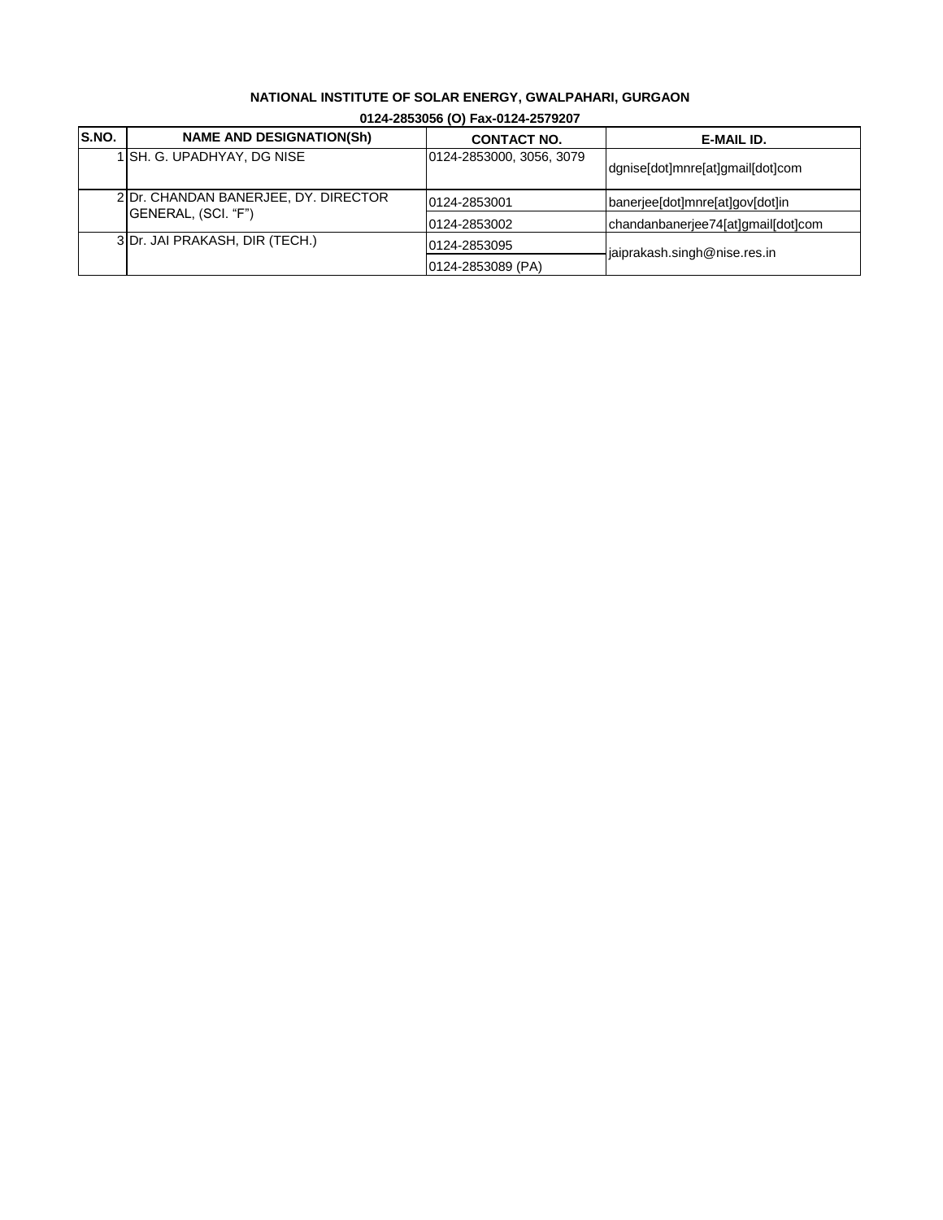**NATIONAL INSTITUTE OF SOLAR ENERGY, GWALPAHARI, GURGAON**

**0124-2853056 (O) Fax-0124-2579207**

| S.NO. | NAME AND DESIGNATION(Sh) | CONTACT NO. | E-MAIL ID. |
|---|---|---|---|
| 1 | SH. G. UPADHYAY, DG NISE | 0124-2853000, 3056, 3079 | dgnise[dot]mnre[at]gmail[dot]com |
| 2 | Dr. CHANDAN BANERJEE, DY. DIRECTOR GENERAL, (SCI. “F”) | 0124-2853001 | banerjee[dot]mnre[at]gov[dot]in |
| | | 0124-2853002 | chandanbanerjee74[at]gmail[dot]com |
| 3 | Dr. JAI PRAKASH, DIR (TECH.) | 0124-2853095 | jaiprakash.singh@nise.res.in |
| | | 0124-2853089 (PA) | |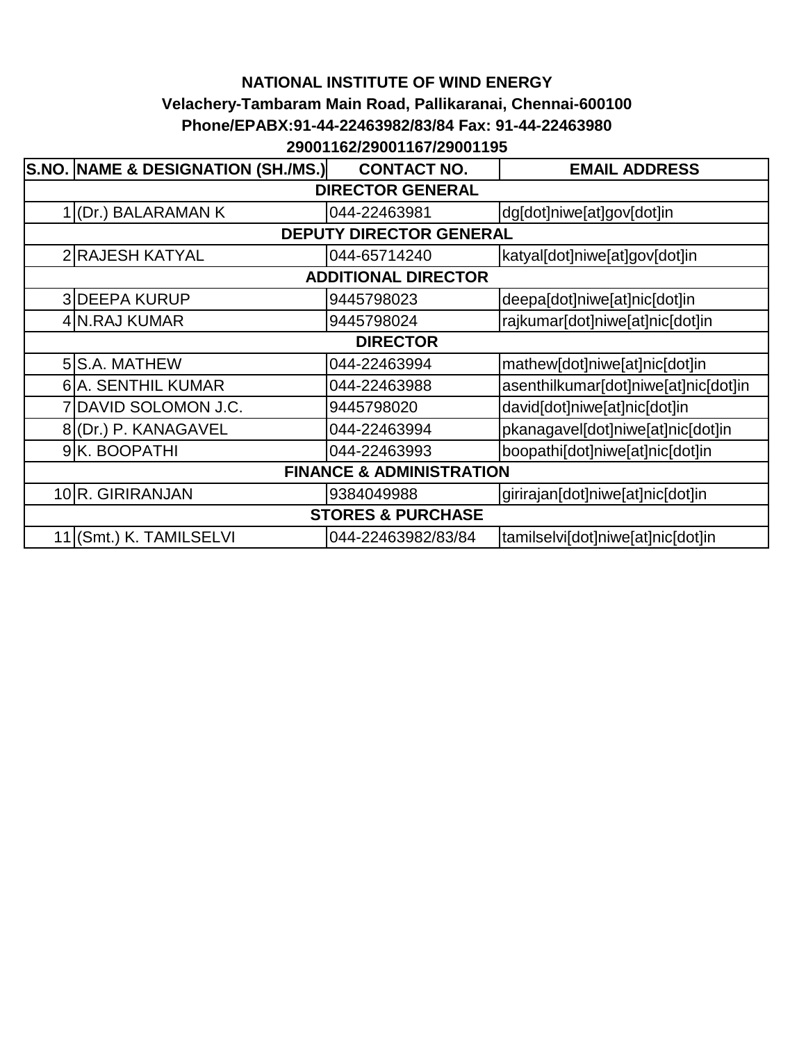**NATIONAL INSTITUTE OF WIND ENERGY**

**Velachery-Tambaram Main Road, Pallikaranai, Chennai-600100**

**Phone/EPABX:91-44-22463982/83/84 Fax: 91-44-22463980**

**29001162/29001167/29001195**

| S.NO. | NAME & DESIGNATION (SH./MS.) | CONTACT NO. | EMAIL ADDRESS |
|---|---|---|---|
| | **DIRECTOR GENERAL** | | |
| 1 | (Dr.) BALARAMAN K | 044-22463981 | dg[dot]niwe[at]gov[dot]in |
| | **DEPUTY DIRECTOR GENERAL** | | |
| 2 | RAJESH KATYAL | 044-65714240 | katyal[dot]niwe[at]gov[dot]in |
| | **ADDITIONAL DIRECTOR** | | |
| 3 | DEEPA KURUP | 9445798023 | deepa[dot]niwe[at]nic[dot]in |
| 4 | N.RAJ KUMAR | 9445798024 | rajkumar[dot]niwe[at]nic[dot]in |
| | **DIRECTOR** | | |
| 5 | S.A. MATHEW | 044-22463994 | mathew[dot]niwe[at]nic[dot]in |
| 6 | A. SENTHIL KUMAR | 044-22463988 | asenthilkumar[dot]niwe[at]nic[dot]in |
| 7 | DAVID SOLOMON J.C. | 9445798020 | david[dot]niwe[at]nic[dot]in |
| 8 | (Dr.) P. KANAGAVEL | 044-22463994 | pkanagavel[dot]niwe[at]nic[dot]in |
| 9 | K. BOOPATHI | 044-22463993 | boopathi[dot]niwe[at]nic[dot]in |
| | **FINANCE & ADMINISTRATION** | | |
| 10 | R. GIRIRANJAN | 9384049988 | girirajan[dot]niwe[at]nic[dot]in |
| | **STORES & PURCHASE** | | |
| 11 | (Smt.) K. TAMILSELVI | 044-22463982/83/84 | tamilselvi[dot]niwe[at]nic[dot]in |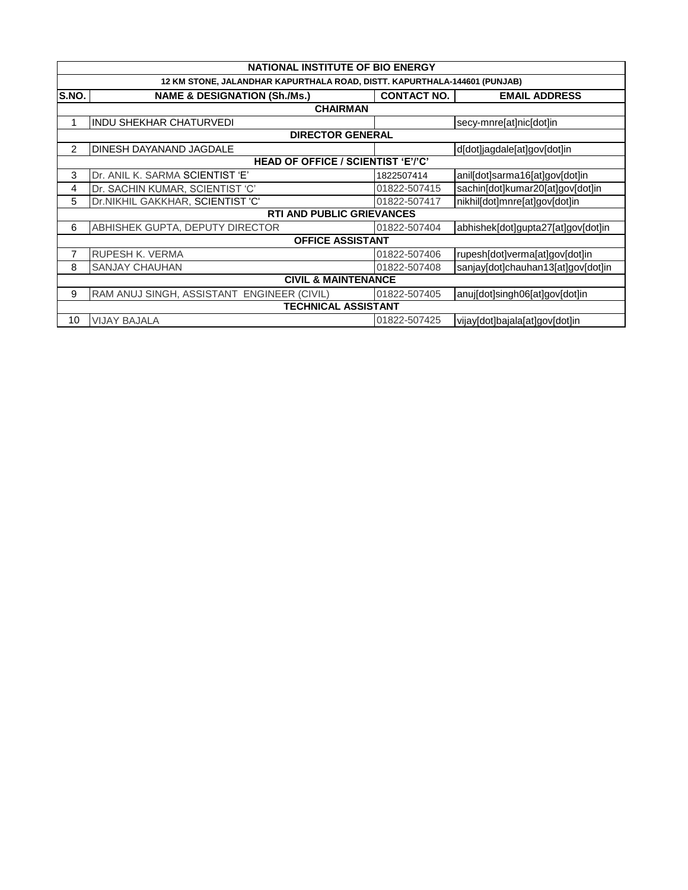| NATIONAL INSTITUTE OF BIO ENERGY | | | |
|---|---|---|---|
| 12 KM STONE, JALANDHAR KAPURTHALA ROAD, DISTT. KAPURTHALA-144601 (PUNJAB) | | | |
| **S.NO.** | **NAME & DESIGNATION (Sh./Ms.)** | **CONTACT NO.** | **EMAIL ADDRESS** |
| **CHAIRMAN** | | | |
| 1 | INDU SHEKHAR CHATURVEDI | | secy-mnre[at]nic[dot]in |
| **DIRECTOR GENERAL** | | | |
| 2 | DINESH DAYANAND JAGDALE | | d[dot]jagdale[at]gov[dot]in |
| **HEAD OF OFFICE / SCIENTIST 'E'/'C'** | | | |
| 3 | Dr. ANIL K. SARMA SCIENTIST 'E' | 1822507414 | anil[dot]sarma16[at]gov[dot]in |
| 4 | Dr. SACHIN KUMAR, SCIENTIST 'C' | 01822-507415 | sachin[dot]kumar20[at]gov[dot]in |
| 5 | Dr.NIKHIL GAKKHAR, SCIENTIST 'C' | 01822-507417 | nikhil[dot]mnre[at]gov[dot]in |
| **RTI AND PUBLIC GRIEVANCES** | | | |
| 6 | ABHISHEK GUPTA, DEPUTY DIRECTOR | 01822-507404 | abhishek[dot]gupta27[at]gov[dot]in |
| **OFFICE ASSISTANT** | | | |
| 7 | RUPESH K. VERMA | 01822-507406 | rupesh[dot]verma[at]gov[dot]in |
| 8 | SANJAY CHAUHAN | 01822-507408 | sanjay[dot]chauhan13[at]gov[dot]in |
| **CIVIL & MAINTENANCE** | | | |
| 9 | RAM ANUJ SINGH, ASSISTANT ENGINEER (CIVIL) | 01822-507405 | anuj[dot]singh06[at]gov[dot]in |
| **TECHNICAL ASSISTANT** | | | |
| 10 | VIJAY BAJALA | 01822-507425 | vijay[dot]bajala[at]gov[dot]in |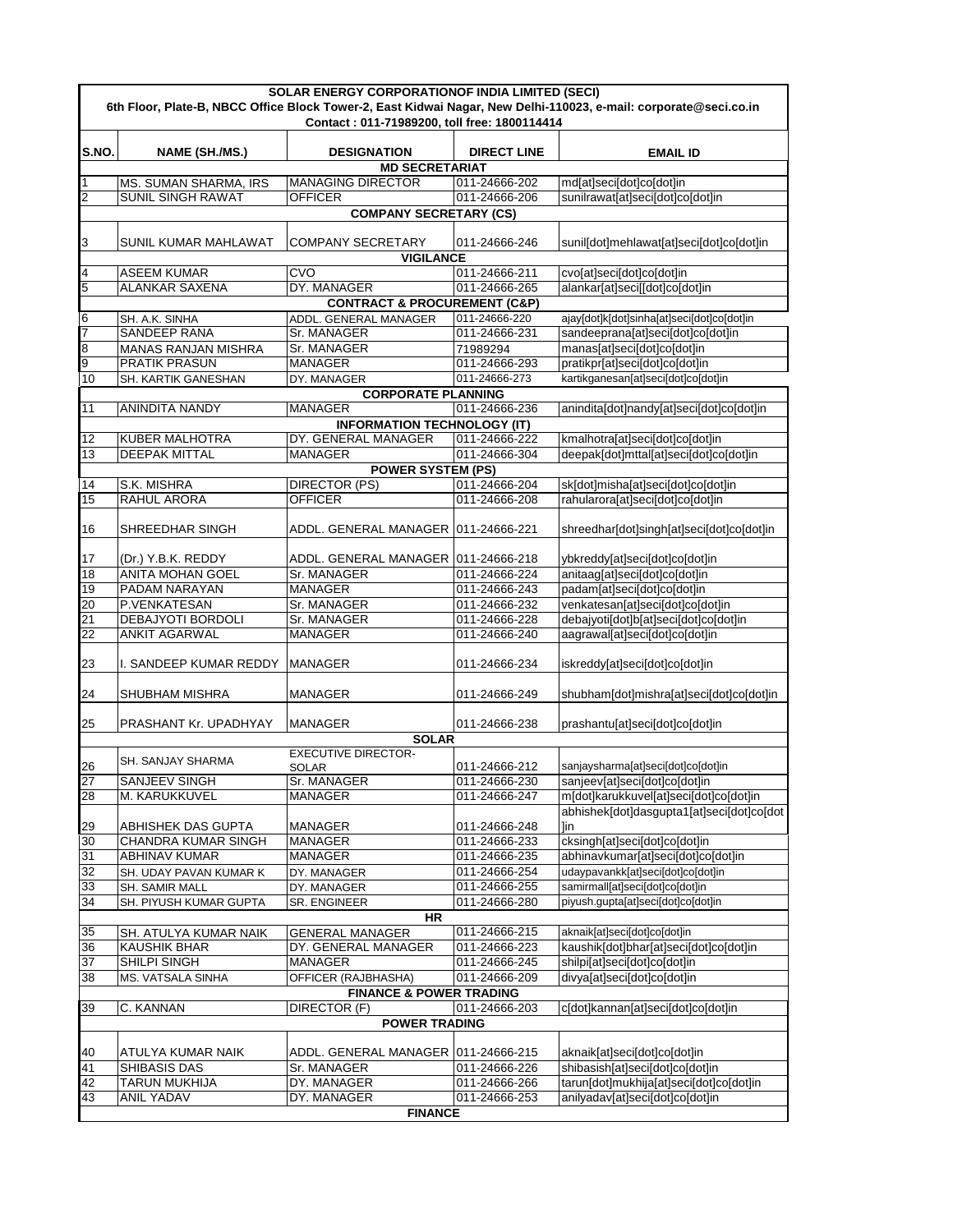| SOLAR ENERGY CORPORATIONOF INDIA LIMITED (SECI) | | | | |
|---|---|---|---|---|
| 6th Floor, Plate-B, NBCC Office Block Tower-2, East Kidwai Nagar, New Delhi-110023, e-mail: corporate@seci.co.in | | | | |
| Contact : 011-71989200, toll free: 1800114414 | | | | |
| **S.NO.** | **NAME (SH./MS.)** | **DESIGNATION** | **DIRECT LINE** | **EMAIL ID** |
| **MD SECRETARIAT** | | | | |
| 1 | MS. SUMAN SHARMA, IRS | MANAGING DIRECTOR | 011-24666-202 | md[at]seci[dot]co[dot]in |
| 2 | SUNIL SINGH RAWAT | OFFICER | 011-24666-206 | sunilrawat[at]seci[dot]co[dot]in |
| **COMPANY SECRETARY (CS)** | | | | |
| 3 | SUNIL KUMAR MAHLAWAT | COMPANY SECRETARY | 011-24666-246 | sunil[dot]mehlawat[at]seci[dot]co[dot]in |
| **VIGILANCE** | | | | |
| 4 | ASEEM KUMAR | CVO | 011-24666-211 | cvo[at]seci[dot]co[dot]in |
| 5 | ALANKAR SAXENA | DY. MANAGER | 011-24666-265 | alankar[at]seci[[dot]co[dot]in |
| **CONTRACT & PROCUREMENT (C&P)** | | | | |
| 6 | SH. A.K. SINHA | ADDL. GENERAL MANAGER | 011-24666-220 | ajay[dot]k[dot]sinha[at]seci[dot]co[dot]in |
| 7 | SANDEEP RANA | Sr. MANAGER | 011-24666-231 | sandeeprana[at]seci[dot]co[dot]in |
| 8 | MANAS RANJAN MISHRA | Sr. MANAGER | 71989294 | manas[at]seci[dot]co[dot]in |
| 9 | PRATIK PRASUN | MANAGER | 011-24666-293 | pratikpr[at]seci[dot]co[dot]in |
| 10 | SH. KARTIK GANESHAN | DY. MANAGER | 011-24666-273 | kartikganesan[at]seci[dot]co[dot]in |
| **CORPORATE PLANNING** | | | | |
| 11 | ANINDITA NANDY | MANAGER | 011-24666-236 | anindita[dot]nandy[at]seci[dot]co[dot]in |
| **INFORMATION TECHNOLOGY (IT)** | | | | |
| 12 | KUBER MALHOTRA | DY. GENERAL MANAGER | 011-24666-222 | kmalhotra[at]seci[dot]co[dot]in |
| 13 | DEEPAK MITTAL | MANAGER | 011-24666-304 | deepak[dot]mttal[at]seci[dot]co[dot]in |
| **POWER SYSTEM (PS)** | | | | |
| 14 | S.K. MISHRA | DIRECTOR (PS) | 011-24666-204 | sk[dot]misha[at]seci[dot]co[dot]in |
| 15 | RAHUL ARORA | OFFICER | 011-24666-208 | rahularora[at]seci[dot]co[dot]in |
| 16 | SHREEDHAR SINGH | ADDL. GENERAL MANAGER | 011-24666-221 | shreedhar[dot]singh[at]seci[dot]co[dot]in |
| 17 | (Dr.) Y.B.K. REDDY | ADDL. GENERAL MANAGER | 011-24666-218 | ybkreddy[at]seci[dot]co[dot]in |
| 18 | ANITA MOHAN GOEL | Sr. MANAGER | 011-24666-224 | anitaag[at]seci[dot]co[dot]in |
| 19 | PADAM NARAYAN | MANAGER | 011-24666-243 | padam[at]seci[dot]co[dot]in |
| 20 | P.VENKATESAN | Sr. MANAGER | 011-24666-232 | venkatesan[at]seci[dot]co[dot]in |
| 21 | DEBAJYOTI BORDOLI | Sr. MANAGER | 011-24666-228 | debajyoti[dot]b[at]seci[dot]co[dot]in |
| 22 | ANKIT AGARWAL | MANAGER | 011-24666-240 | aagrawal[at]seci[dot]co[dot]in |
| 23 | I. SANDEEP KUMAR REDDY | MANAGER | 011-24666-234 | iskreddy[at]seci[dot]co[dot]in |
| 24 | SHUBHAM MISHRA | MANAGER | 011-24666-249 | shubham[dot]mishra[at]seci[dot]co[dot]in |
| 25 | PRASHANT Kr. UPADHYAY | MANAGER | 011-24666-238 | prashantu[at]seci[dot]co[dot]in |
| **SOLAR** | | | | |
| 26 | SH. SANJAY SHARMA | EXECUTIVE DIRECTOR-SOLAR | 011-24666-212 | sanjaysharma[at]seci[dot]co[dot]in |
| 27 | SANJEEV SINGH | Sr. MANAGER | 011-24666-230 | sanjeev[at]seci[dot]co[dot]in |
| 28 | M. KARUKKUVEL | MANAGER | 011-24666-247 | m[dot]karukkuvel[at]seci[dot]co[dot]in |
| 29 | ABHISHEK DAS GUPTA | MANAGER | 011-24666-248 | abhishek[dot]dasgupta1[at]seci[dot]co[dot]in |
| 30 | CHANDRA KUMAR SINGH | MANAGER | 011-24666-233 | cksingh[at]seci[dot]co[dot]in |
| 31 | ABHINAV KUMAR | MANAGER | 011-24666-235 | abhinavkumar[at]seci[dot]co[dot]in |
| 32 | SH. UDAY PAVAN KUMAR K | DY. MANAGER | 011-24666-254 | udaypavankk[at]seci[dot]co[dot]in |
| 33 | SH. SAMIR MALL | DY. MANAGER | 011-24666-255 | samirmall[at]seci[dot]co[dot]in |
| 34 | SH. PIYUSH KUMAR GUPTA | SR. ENGINEER | 011-24666-280 | piyush.gupta[at]seci[dot]co[dot]in |
| **HR** | | | | |
| 35 | SH. ATULYA KUMAR NAIK | GENERAL MANAGER | 011-24666-215 | aknaik[at]seci[dot]co[dot]in |
| 36 | KAUSHIK BHAR | DY. GENERAL MANAGER | 011-24666-223 | kaushik[dot]bhar[at]seci[dot]co[dot]in |
| 37 | SHILPI SINGH | MANAGER | 011-24666-245 | shilpi[at]seci[dot]co[dot]in |
| 38 | MS. VATSALA SINHA | OFFICER (RAJBHASHA) | 011-24666-209 | divya[at]seci[dot]co[dot]in |
| **FINANCE & POWER TRADING** | | | | |
| 39 | C. KANNAN | DIRECTOR (F) | 011-24666-203 | c[dot]kannan[at]seci[dot]co[dot]in |
| **POWER TRADING** | | | | |
| 40 | ATULYA KUMAR NAIK | ADDL. GENERAL MANAGER | 011-24666-215 | aknaik[at]seci[dot]co[dot]in |
| 41 | SHIBASIS DAS | Sr. MANAGER | 011-24666-226 | shibasish[at]seci[dot]co[dot]in |
| 42 | TARUN MUKHIJA | DY. MANAGER | 011-24666-266 | tarun[dot]mukhija[at]seci[dot]co[dot]in |
| 43 | ANIL YADAV | DY. MANAGER | 011-24666-253 | anilyadav[at]seci[dot]co[dot]in |
| **FINANCE** | | | | |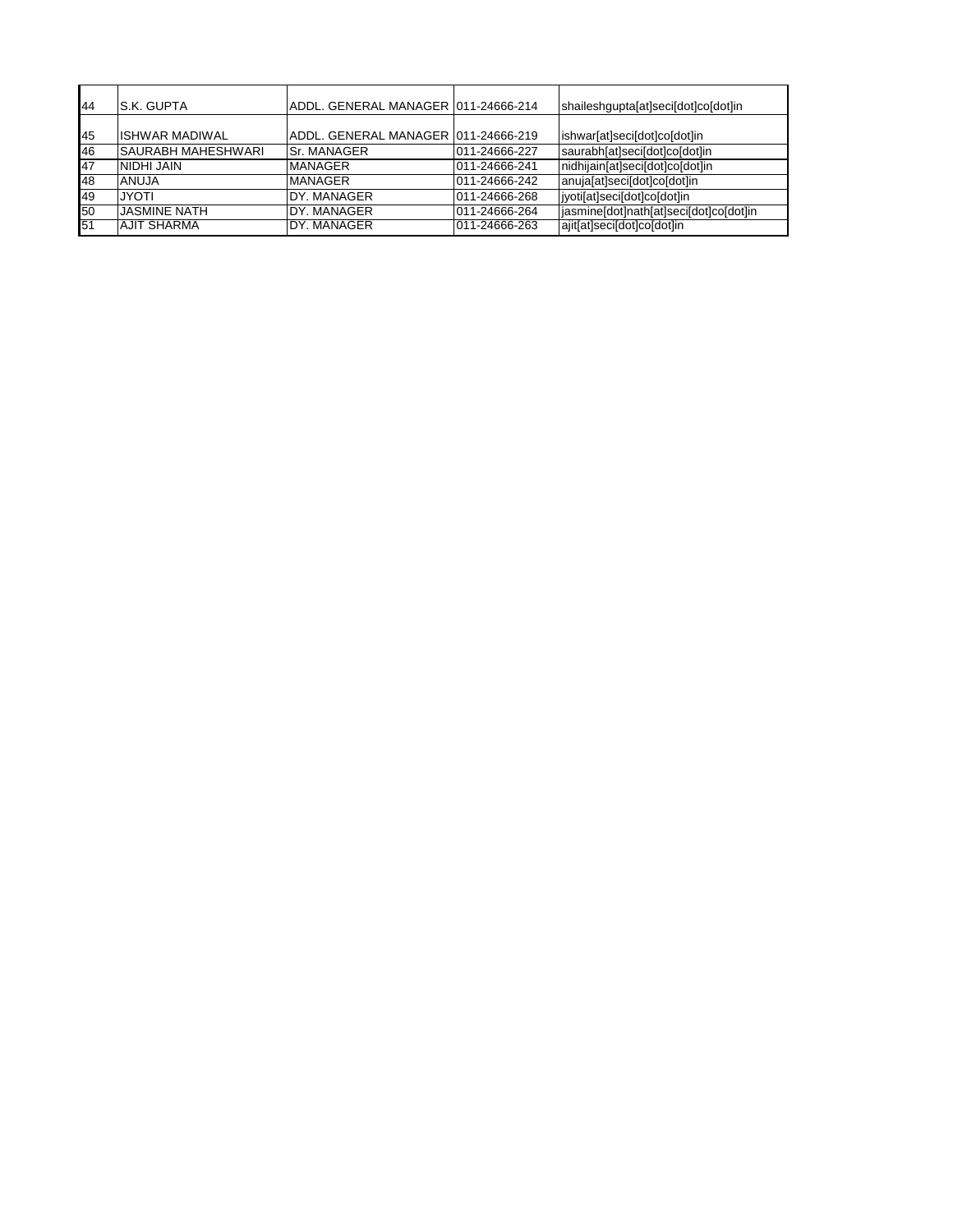| 44 | S.K. GUPTA | ADDL. GENERAL MANAGER | 011-24666-214 | shaileshgupta[at]seci[dot]co[dot]in |
|---|---|---|---|---|
| 45 | ISHWAR MADIWAL | ADDL. GENERAL MANAGER | 011-24666-219 | ishwar[at]seci[dot]co[dot]in |
| 46 | SAURABH MAHESHWARI | Sr. MANAGER | 011-24666-227 | saurabh[at]seci[dot]co[dot]in |
| 47 | NIDHI JAIN | MANAGER | 011-24666-241 | nidhijain[at]seci[dot]co[dot]in |
| 48 | ANUJA | MANAGER | 011-24666-242 | anuja[at]seci[dot]co[dot]in |
| 49 | JYOTI | DY. MANAGER | 011-24666-268 | jyoti[at]seci[dot]co[dot]in |
| 50 | JASMINE NATH | DY. MANAGER | 011-24666-264 | jasmine[dot]nath[at]seci[dot]co[dot]in |
| 51 | AJIT SHARMA | DY. MANAGER | 011-24666-263 | ajit[at]seci[dot]co[dot]in |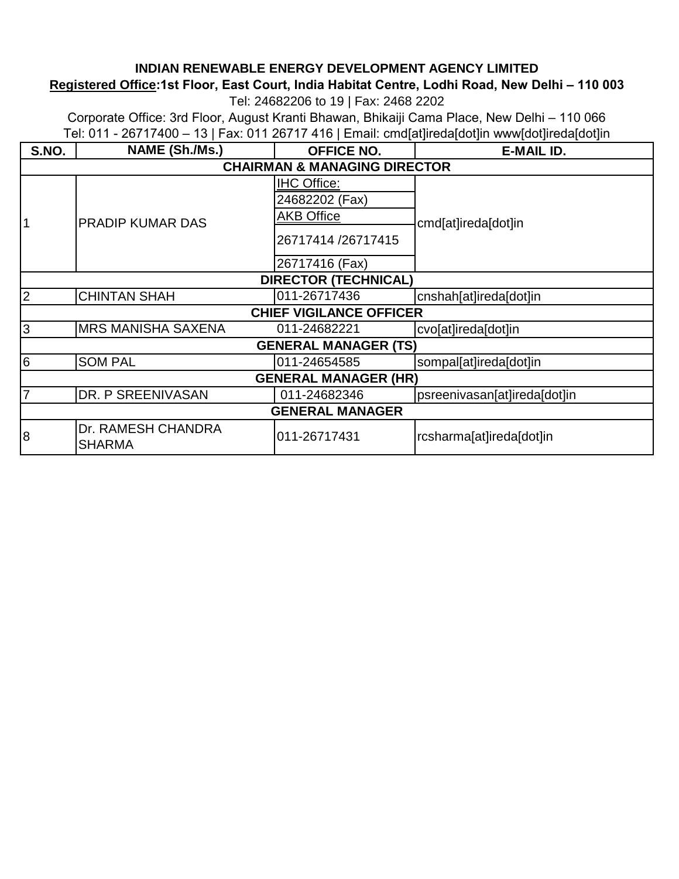**INDIAN RENEWABLE ENERGY DEVELOPMENT AGENCY LIMITED**

**Registered Office:1st Floor, East Court, India Habitat Centre, Lodhi Road, New Delhi – 110 003**

Tel: 24682206 to 19 | Fax: 2468 2202

Corporate Office: 3rd Floor, August Kranti Bhawan, Bhikaiji Cama Place, New Delhi – 110 066

Tel: 011 - 26717400 – 13 | Fax: 011 26717 416 | Email: cmd[at]ireda[dot]in www[dot]ireda[dot]in

| S.NO. | NAME (Sh./Ms.) | OFFICE NO. | E-MAIL ID. |
|---|---|---|---|
| **CHAIRMAN & MANAGING DIRECTOR** | | | |
| 1 | PRADIP KUMAR DAS | IHC Office:<br>24682202 (Fax)<br>AKB Office<br>26717414 /26717415<br>26717416 (Fax) | cmd[at]ireda[dot]in |
| **DIRECTOR (TECHNICAL)** | | | |
| 2 | CHINTAN SHAH | 011-26717436 | cnshah[at]ireda[dot]in |
| **CHIEF VIGILANCE OFFICER** | | | |
| 3 | MRS MANISHA SAXENA | 011-24682221 | cvo[at]ireda[dot]in |
| **GENERAL MANAGER (TS)** | | | |
| 6 | SOM PAL | 011-24654585 | sompal[at]ireda[dot]in |
| **GENERAL MANAGER (HR)** | | | |
| 7 | DR. P SREENIVASAN | 011-24682346 | psreenivasan[at]ireda[dot]in |
| **GENERAL MANAGER** | | | |
| 8 | Dr. RAMESH CHANDRA SHARMA | 011-26717431 | rcsharma[at]ireda[dot]in |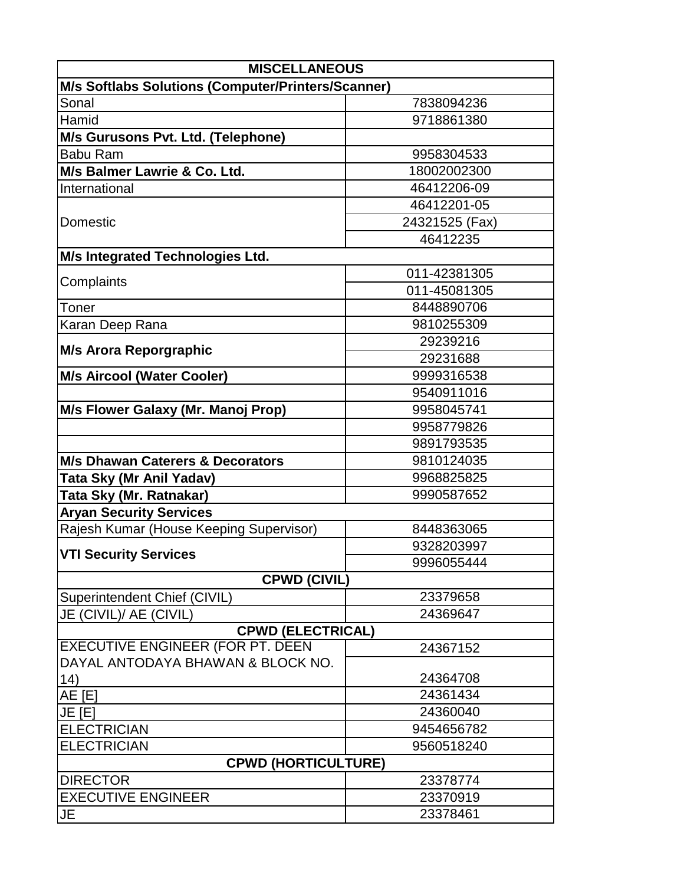| MISCELLANEOUS | |
|---|---|
| **M/s Softlabs Solutions (Computer/Printers/Scanner)** | |
| Sonal | 7838094236 |
| Hamid | 9718861380 |
| **M/s Gurusons Pvt. Ltd. (Telephone)** | |
| Babu Ram | 9958304533 |
| **M/s Balmer Lawrie & Co. Ltd.** | 18002002300 |
| International | 46412206-09 |
| Domestic | 46412201-05 |
| | 24321525 (Fax) |
| | 46412235 |
| **M/s Integrated Technologies Ltd.** | |
| Complaints | 011-42381305 |
| | 011-45081305 |
| Toner | 8448890706 |
| Karan Deep Rana | 9810255309 |
| **M/s Arora Reporgraphic** | 29239216 |
| | 29231688 |
| **M/s Aircool (Water Cooler)** | 9999316538 |
| | 9540911016 |
| **M/s Flower Galaxy (Mr. Manoj Prop)** | 9958045741 |
| | 9958779826 |
| | 9891793535 |
| **M/s Dhawan Caterers & Decorators** | 9810124035 |
| **Tata Sky (Mr Anil Yadav)** | 9968825825 |
| **Tata Sky (Mr. Ratnakar)** | 9990587652 |
| **Aryan Security Services** | |
| Rajesh Kumar (House Keeping Supervisor) | 8448363065 |
| **VTI Security Services** | 9328203997 |
| | 9996055444 |
| **CPWD (CIVIL)** | |
| Superintendent Chief (CIVIL) | 23379658 |
| JE (CIVIL)/ AE (CIVIL) | 24369647 |
| **CPWD (ELECTRICAL)** | |
| EXECUTIVE ENGINEER (FOR PT. DEEN DAYAL ANTODAYA BHAWAN & BLOCK NO. 14) | 24367152 |
| | 24364708 |
| AE [E] | 24361434 |
| JE [E] | 24360040 |
| ELECTRICIAN | 9454656782 |
| ELECTRICIAN | 9560518240 |
| **CPWD (HORTICULTURE)** | |
| DIRECTOR | 23378774 |
| EXECUTIVE ENGINEER | 23370919 |
| JE | 23378461 |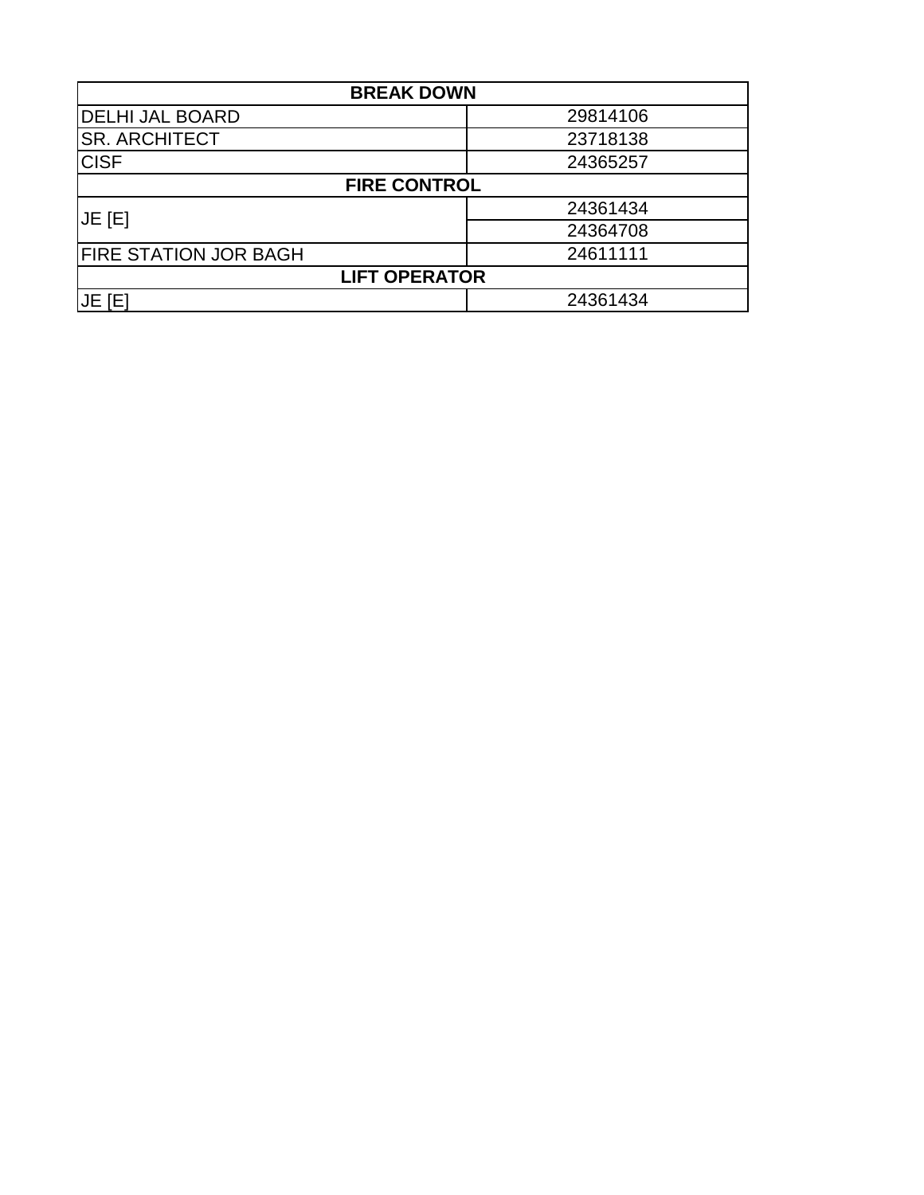| BREAK DOWN | |
|---|---|
| DELHI JAL BOARD | 29814106 |
| SR. ARCHITECT | 23718138 |
| CISF | 24365257 |
| **FIRE CONTROL** | |
| JE [E] | 24361434 |
| | 24364708 |
| FIRE STATION JOR BAGH | 24611111 |
| **LIFT OPERATOR** | |
| JE [E] | 24361434 |